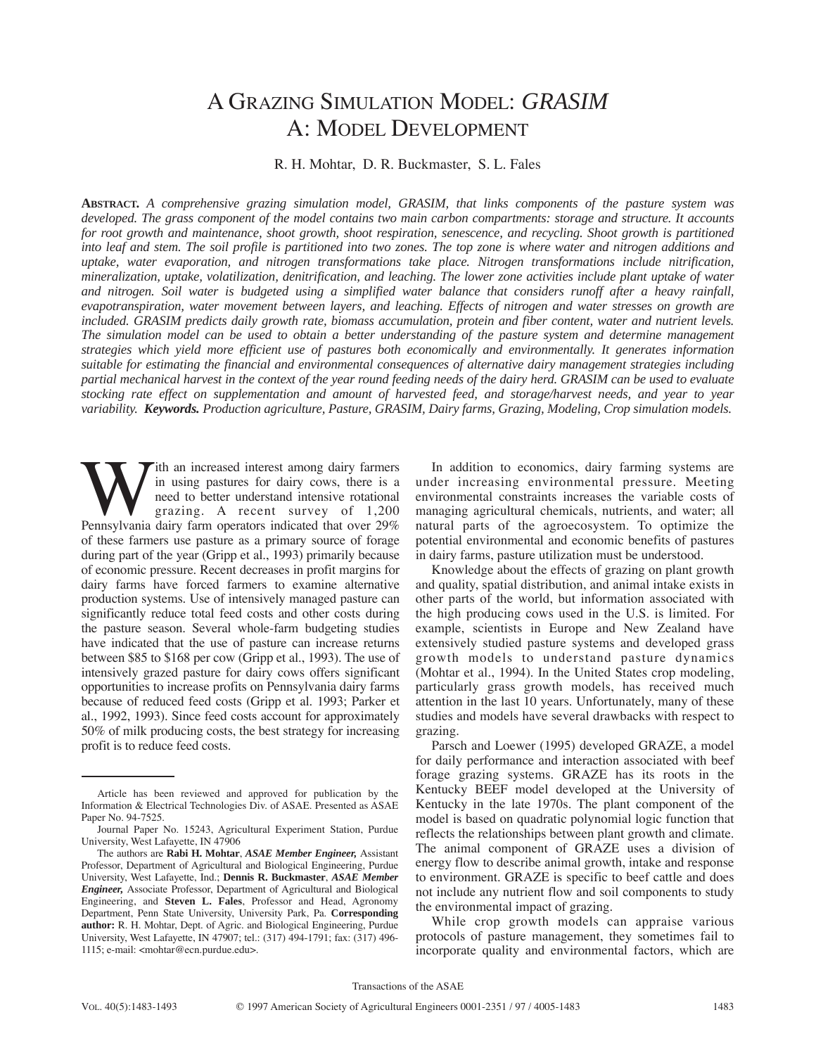# A GRAZING SIMULATION MODEL: *GRASIM*
# A: MODEL DEVELOPMENT

R. H. Mohtar, D. R. Buckmaster, S. L. Fales

**ABSTRACT.** *A comprehensive grazing simulation model, GRASIM, that links components of the pasture system was developed. The grass component of the model contains two main carbon compartments: storage and structure. It accounts for root growth and maintenance, shoot growth, shoot respiration, senescence, and recycling. Shoot growth is partitioned into leaf and stem. The soil profile is partitioned into two zones. The top zone is where water and nitrogen additions and uptake, water evaporation, and nitrogen transformations take place. Nitrogen transformations include nitrification, mineralization, uptake, volatilization, denitrification, and leaching. The lower zone activities include plant uptake of water and nitrogen. Soil water is budgeted using a simplified water balance that considers runoff after a heavy rainfall, evapotranspiration, water movement between layers, and leaching. Effects of nitrogen and water stresses on growth are included. GRASIM predicts daily growth rate, biomass accumulation, protein and fiber content, water and nutrient levels. The simulation model can be used to obtain a better understanding of the pasture system and determine management strategies which yield more efficient use of pastures both economically and environmentally. It generates information suitable for estimating the financial and environmental consequences of alternative dairy management strategies including partial mechanical harvest in the context of the year round feeding needs of the dairy herd. GRASIM can be used to evaluate stocking rate effect on supplementation and amount of harvested feed, and storage/harvest needs, and year to year variability.* ***Keywords.*** *Production agriculture, Pasture, GRASIM, Dairy farms, Grazing, Modeling, Crop simulation models.*

With an increased interest among dairy farmers in using pastures for dairy cows, there is a need to better understand intensive rotational grazing. A recent survey of 1,200 Pennsylvania dairy farm operators indicated that over 29% of these farmers use pasture as a primary source of forage during part of the year (Gripp et al., 1993) primarily because of economic pressure. Recent decreases in profit margins for dairy farms have forced farmers to examine alternative production systems. Use of intensively managed pasture can significantly reduce total feed costs and other costs during the pasture season. Several whole-farm budgeting studies have indicated that the use of pasture can increase returns between $85 to $168 per cow (Gripp et al., 1993). The use of intensively grazed pasture for dairy cows offers significant opportunities to increase profits on Pennsylvania dairy farms because of reduced feed costs (Gripp et al. 1993; Parker et al., 1992, 1993). Since feed costs account for approximately 50% of milk producing costs, the best strategy for increasing profit is to reduce feed costs.

In addition to economics, dairy farming systems are under increasing environmental pressure. Meeting environmental constraints increases the variable costs of managing agricultural chemicals, nutrients, and water; all natural parts of the agroecosystem. To optimize the potential environmental and economic benefits of pastures in dairy farms, pasture utilization must be understood.

Knowledge about the effects of grazing on plant growth and quality, spatial distribution, and animal intake exists in other parts of the world, but information associated with the high producing cows used in the U.S. is limited. For example, scientists in Europe and New Zealand have extensively studied pasture systems and developed grass growth models to understand pasture dynamics (Mohtar et al., 1994). In the United States crop modeling, particularly grass growth models, has received much attention in the last 10 years. Unfortunately, many of these studies and models have several drawbacks with respect to grazing.

Parsch and Loewer (1995) developed GRAZE, a model for daily performance and interaction associated with beef forage grazing systems. GRAZE has its roots in the Kentucky BEEF model developed at the University of Kentucky in the late 1970s. The plant component of the model is based on quadratic polynomial logic function that reflects the relationships between plant growth and climate. The animal component of GRAZE uses a division of energy flow to describe animal growth, intake and response to environment. GRAZE is specific to beef cattle and does not include any nutrient flow and soil components to study the environmental impact of grazing.

While crop growth models can appraise various protocols of pasture management, they sometimes fail to incorporate quality and environmental factors, which are

---

Article has been reviewed and approved for publication by the Information & Electrical Technologies Div. of ASAE. Presented as ASAE Paper No. 94-7525.

Journal Paper No. 15243, Agricultural Experiment Station, Purdue University, West Lafayette, IN 47906

The authors are **Rabi H. Mohtar**, ***ASAE Member Engineer,*** Assistant Professor, Department of Agricultural and Biological Engineering, Purdue University, West Lafayette, Ind.; **Dennis R. Buckmaster**, ***ASAE Member Engineer,*** Associate Professor, Department of Agricultural and Biological Engineering, and **Steven L. Fales**, Professor and Head, Agronomy Department, Penn State University, University Park, Pa. **Corresponding author:** R. H. Mohtar, Dept. of Agric. and Biological Engineering, Purdue University, West Lafayette, IN 47907; tel.: (317) 494-1791; fax: (317) 496-1115; e-mail: <mohtar@ecn.purdue.edu>.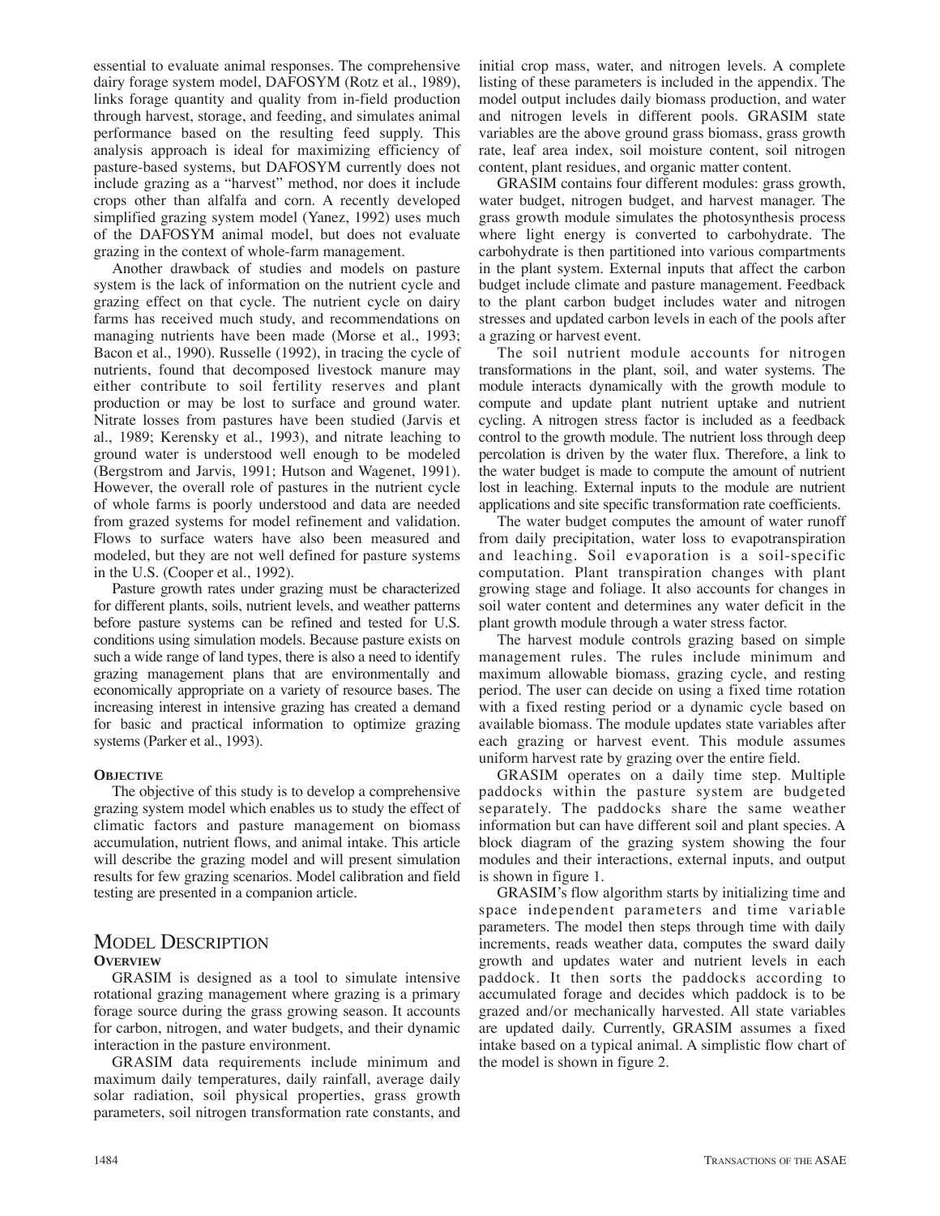essential to evaluate animal responses. The comprehensive dairy forage system model, DAFOSYM (Rotz et al., 1989), links forage quantity and quality from in-field production through harvest, storage, and feeding, and simulates animal performance based on the resulting feed supply. This analysis approach is ideal for maximizing efficiency of pasture-based systems, but DAFOSYM currently does not include grazing as a "harvest" method, nor does it include crops other than alfalfa and corn. A recently developed simplified grazing system model (Yanez, 1992) uses much of the DAFOSYM animal model, but does not evaluate grazing in the context of whole-farm management.

Another drawback of studies and models on pasture system is the lack of information on the nutrient cycle and grazing effect on that cycle. The nutrient cycle on dairy farms has received much study, and recommendations on managing nutrients have been made (Morse et al., 1993; Bacon et al., 1990). Russelle (1992), in tracing the cycle of nutrients, found that decomposed livestock manure may either contribute to soil fertility reserves and plant production or may be lost to surface and ground water. Nitrate losses from pastures have been studied (Jarvis et al., 1989; Kerensky et al., 1993), and nitrate leaching to ground water is understood well enough to be modeled (Bergstrom and Jarvis, 1991; Hutson and Wagenet, 1991). However, the overall role of pastures in the nutrient cycle of whole farms is poorly understood and data are needed from grazed systems for model refinement and validation. Flows to surface waters have also been measured and modeled, but they are not well defined for pasture systems in the U.S. (Cooper et al., 1992).

Pasture growth rates under grazing must be characterized for different plants, soils, nutrient levels, and weather patterns before pasture systems can be refined and tested for U.S. conditions using simulation models. Because pasture exists on such a wide range of land types, there is also a need to identify grazing management plans that are environmentally and economically appropriate on a variety of resource bases. The increasing interest in intensive grazing has created a demand for basic and practical information to optimize grazing systems (Parker et al., 1993).

### Objective

The objective of this study is to develop a comprehensive grazing system model which enables us to study the effect of climatic factors and pasture management on biomass accumulation, nutrient flows, and animal intake. This article will describe the grazing model and will present simulation results for few grazing scenarios. Model calibration and field testing are presented in a companion article.

## Model Description

### Overview

GRASIM is designed as a tool to simulate intensive rotational grazing management where grazing is a primary forage source during the grass growing season. It accounts for carbon, nitrogen, and water budgets, and their dynamic interaction in the pasture environment.

GRASIM data requirements include minimum and maximum daily temperatures, daily rainfall, average daily solar radiation, soil physical properties, grass growth parameters, soil nitrogen transformation rate constants, and initial crop mass, water, and nitrogen levels. A complete listing of these parameters is included in the appendix. The model output includes daily biomass production, and water and nitrogen levels in different pools. GRASIM state variables are the above ground grass biomass, grass growth rate, leaf area index, soil moisture content, soil nitrogen content, plant residues, and organic matter content.

GRASIM contains four different modules: grass growth, water budget, nitrogen budget, and harvest manager. The grass growth module simulates the photosynthesis process where light energy is converted to carbohydrate. The carbohydrate is then partitioned into various compartments in the plant system. External inputs that affect the carbon budget include climate and pasture management. Feedback to the plant carbon budget includes water and nitrogen stresses and updated carbon levels in each of the pools after a grazing or harvest event.

The soil nutrient module accounts for nitrogen transformations in the plant, soil, and water systems. The module interacts dynamically with the growth module to compute and update plant nutrient uptake and nutrient cycling. A nitrogen stress factor is included as a feedback control to the growth module. The nutrient loss through deep percolation is driven by the water flux. Therefore, a link to the water budget is made to compute the amount of nutrient lost in leaching. External inputs to the module are nutrient applications and site specific transformation rate coefficients.

The water budget computes the amount of water runoff from daily precipitation, water loss to evapotranspiration and leaching. Soil evaporation is a soil-specific computation. Plant transpiration changes with plant growing stage and foliage. It also accounts for changes in soil water content and determines any water deficit in the plant growth module through a water stress factor.

The harvest module controls grazing based on simple management rules. The rules include minimum and maximum allowable biomass, grazing cycle, and resting period. The user can decide on using a fixed time rotation with a fixed resting period or a dynamic cycle based on available biomass. The module updates state variables after each grazing or harvest event. This module assumes uniform harvest rate by grazing over the entire field.

GRASIM operates on a daily time step. Multiple paddocks within the pasture system are budgeted separately. The paddocks share the same weather information but can have different soil and plant species. A block diagram of the grazing system showing the four modules and their interactions, external inputs, and output is shown in figure 1.

GRASIM's flow algorithm starts by initializing time and space independent parameters and time variable parameters. The model then steps through time with daily increments, reads weather data, computes the sward daily growth and updates water and nutrient levels in each paddock. It then sorts the paddocks according to accumulated forage and decides which paddock is to be grazed and/or mechanically harvested. All state variables are updated daily. Currently, GRASIM assumes a fixed intake based on a typical animal. A simplistic flow chart of the model is shown in figure 2.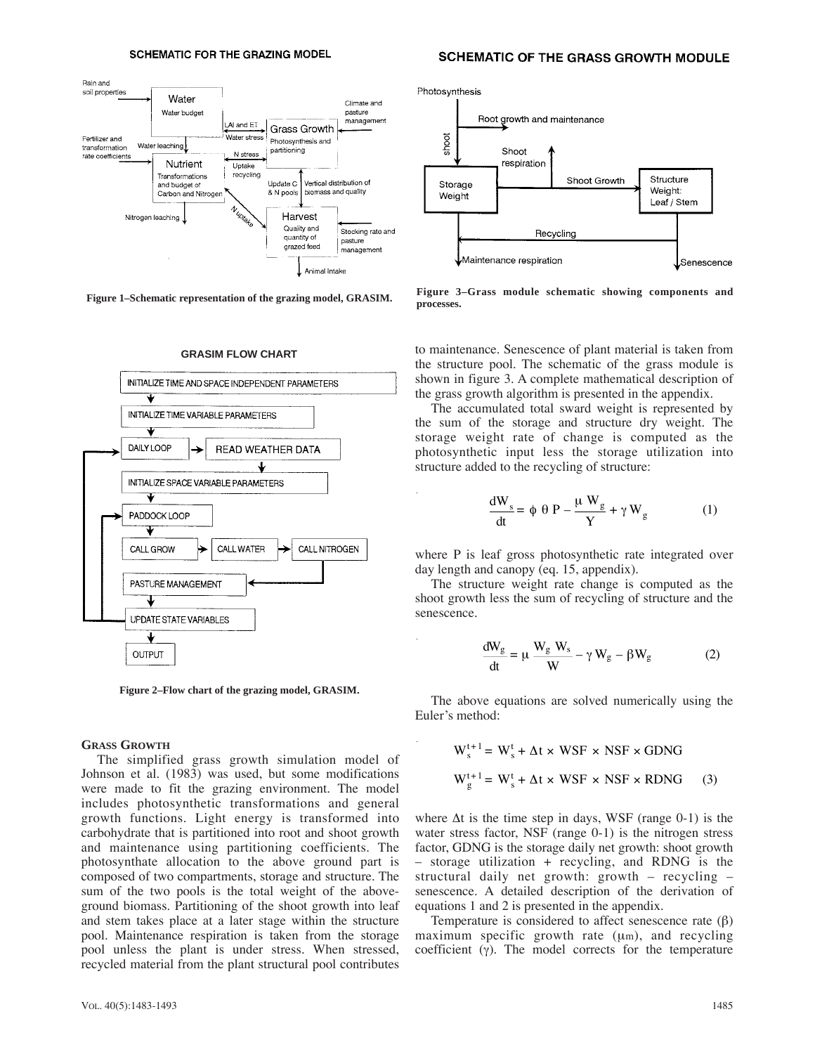SCHEMATIC FOR THE GRAZING MODEL

Figure 1–Schematic representation of the grazing model, GRASIM.

SCHEMATIC OF THE GRASS GROWTH MODULE

Figure 3–Grass module schematic showing components and processes.

GRASIM FLOW CHART

Figure 2–Flow chart of the grazing model, GRASIM.

### Grass Growth

The simplified grass growth simulation model of Johnson et al. (1983) was used, but some modifications were made to fit the grazing environment. The model includes photosynthetic transformations and general growth functions. Light energy is transformed into carbohydrate that is partitioned into root and shoot growth and maintenance using partitioning coefficients. The photosynthate allocation to the above ground part is composed of two compartments, storage and structure. The sum of the two pools is the total weight of the above-ground biomass. Partitioning of the shoot growth into leaf and stem takes place at a later stage within the structure pool. Maintenance respiration is taken from the storage pool unless the plant is under stress. When stressed, recycled material from the plant structural pool contributes to maintenance. Senescence of plant material is taken from the structure pool. The schematic of the grass module is shown in figure 3. A complete mathematical description of the grass growth algorithm is presented in the appendix.

The accumulated total sward weight is represented by the sum of the storage and structure dry weight. The storage weight rate of change is computed as the photosynthetic input less the storage utilization into structure added to the recycling of structure:

$$\frac{dW_s}{dt} = \phi\ \theta\ P - \frac{\mu\ W_g}{Y} + \gamma\ W_g \qquad (1)$$

where P is leaf gross photosynthetic rate integrated over day length and canopy (eq. 15, appendix).

The structure weight rate change is computed as the shoot growth less the sum of recycling of structure and the senescence.

$$\frac{dW_g}{dt} = \mu\ \frac{W_g\ W_s}{W} - \gamma\ W_g - \beta W_g \qquad (2)$$

The above equations are solved numerically using the Euler's method:

$$W_s^{t+1} = W_s^t + \Delta t \times WSF \times NSF \times GDNG$$

$$W_g^{t+1} = W_s^t + \Delta t \times WSF \times NSF \times RDNG \qquad (3)$$

where $\Delta t$ is the time step in days, WSF (range 0-1) is the water stress factor, NSF (range 0-1) is the nitrogen stress factor, GDNG is the storage daily net growth: shoot growth – storage utilization + recycling, and RDNG is the structural daily net growth: growth – recycling – senescence. A detailed description of the derivation of equations 1 and 2 is presented in the appendix.

Temperature is considered to affect senescence rate ($\beta$) maximum specific growth rate ($\mu_m$), and recycling coefficient ($\gamma$). The model corrects for the temperature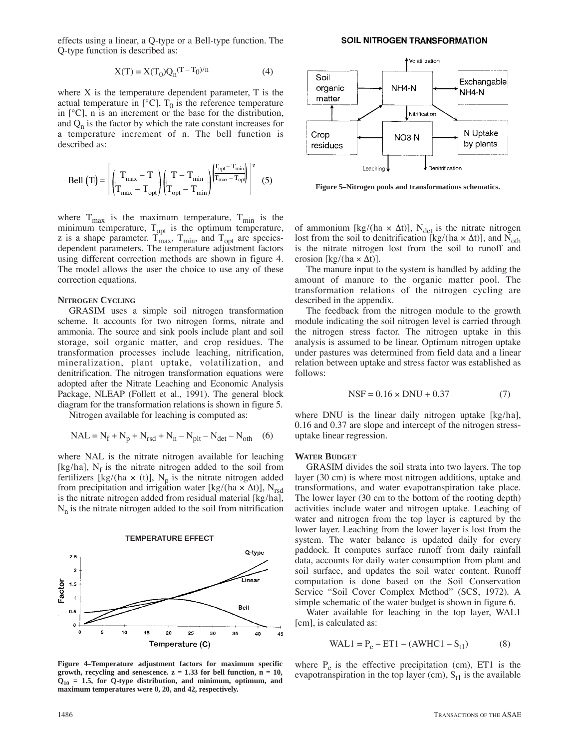effects using a linear, a Q-type or a Bell-type function. The Q-type function is described as:

$$X(T) = X(T_0)Q_n^{(T - T_0)/n} \tag{4}$$

where X is the temperature dependent parameter, T is the actual temperature in [°C], $T_0$ is the reference temperature in [°C], n is an increment or the base for the distribution, and $Q_n$ is the factor by which the rate constant increases for a temperature increment of n. The bell function is described as:

$$\text{Bell}(T) = \left[ \left( \frac{T_{max} - T}{T_{max} - T_{opt}} \right) \left( \frac{T - T_{min}}{T_{opt} - T_{min}} \right)^{\left( \frac{T_{opt} - T_{min}}{T_{max} - T_{opt}} \right)} \right]^z \tag{5}$$

where $T_{max}$ is the maximum temperature, $T_{min}$ is the minimum temperature, $T_{opt}$ is the optimum temperature, z is a shape parameter. $T_{max}$, $T_{min}$, and $T_{opt}$ are species-dependent parameters. The temperature adjustment factors using different correction methods are shown in figure 4. The model allows the user the choice to use any of these correction equations.

**Figure 4–Temperature adjustment factors for maximum specific growth, recycling and senescence. z = 1.33 for bell function, n = 10, $Q_{10}$ = 1.5, for Q-type distribution, and minimum, optimum, and maximum temperatures were 0, 20, and 42, respectively.**

### NITROGEN CYCLING

GRASIM uses a simple soil nitrogen transformation scheme. It accounts for two nitrogen forms, nitrate and ammonia. The source and sink pools include plant and soil storage, soil organic matter, and crop residues. The transformation processes include leaching, nitrification, mineralization, plant uptake, volatilization, and denitrification. The nitrogen transformation equations were adopted after the Nitrate Leaching and Economic Analysis Package, NLEAP (Follett et al., 1991). The general block diagram for the transformation relations is shown in figure 5.

Nitrogen available for leaching is computed as:

$$NAL = N_f + N_p + N_{rsd} + N_n - N_{plt} - N_{det} - N_{oth} \tag{6}$$

where NAL is the nitrate nitrogen available for leaching [kg/ha], $N_f$ is the nitrate nitrogen added to the soil from fertilizers [kg/(ha × (t)], $N_p$ is the nitrate nitrogen added from precipitation and irrigation water [kg/(ha × Δt)], $N_{rsd}$ is the nitrate nitrogen added from residual material [kg/ha], $N_n$ is the nitrate nitrogen added to the soil from nitrification of ammonium [kg/(ha × Δt)], $N_{det}$ is the nitrate nitrogen lost from the soil to denitrification [kg/(ha × Δt)], and $N_{oth}$ is the nitrate nitrogen lost from the soil to runoff and erosion [kg/(ha × Δt)].

**Figure 5–Nitrogen pools and transformations schematics.**

The manure input to the system is handled by adding the amount of manure to the organic matter pool. The transformation relations of the nitrogen cycling are described in the appendix.

The feedback from the nitrogen module to the growth module indicating the soil nitrogen level is carried through the nitrogen stress factor. The nitrogen uptake in this analysis is assumed to be linear. Optimum nitrogen uptake under pastures was determined from field data and a linear relation between uptake and stress factor was established as follows:

$$NSF = 0.16 \times DNU + 0.37 \tag{7}$$

where DNU is the linear daily nitrogen uptake [kg/ha], 0.16 and 0.37 are slope and intercept of the nitrogen stress-uptake linear regression.

### WATER BUDGET

GRASIM divides the soil strata into two layers. The top layer (30 cm) is where most nitrogen additions, uptake and transformations, and water evapotranspiration take place. The lower layer (30 cm to the bottom of the rooting depth) activities include water and nitrogen uptake. Leaching of water and nitrogen from the top layer is captured by the lower layer. Leaching from the lower layer is lost from the system. The water balance is updated daily for every paddock. It computes surface runoff from daily rainfall data, accounts for daily water consumption from plant and soil surface, and updates the soil water content. Runoff computation is done based on the Soil Conservation Service "Soil Cover Complex Method" (SCS, 1972). A simple schematic of the water budget is shown in figure 6.

Water available for leaching in the top layer, WAL1 [cm], is calculated as:

$$WAL1 = P_e - ET1 - (AWHC1 - S_{t1}) \tag{8}$$

where $P_e$ is the effective precipitation (cm), ET1 is the evapotranspiration in the top layer (cm), $S_{t1}$ is the available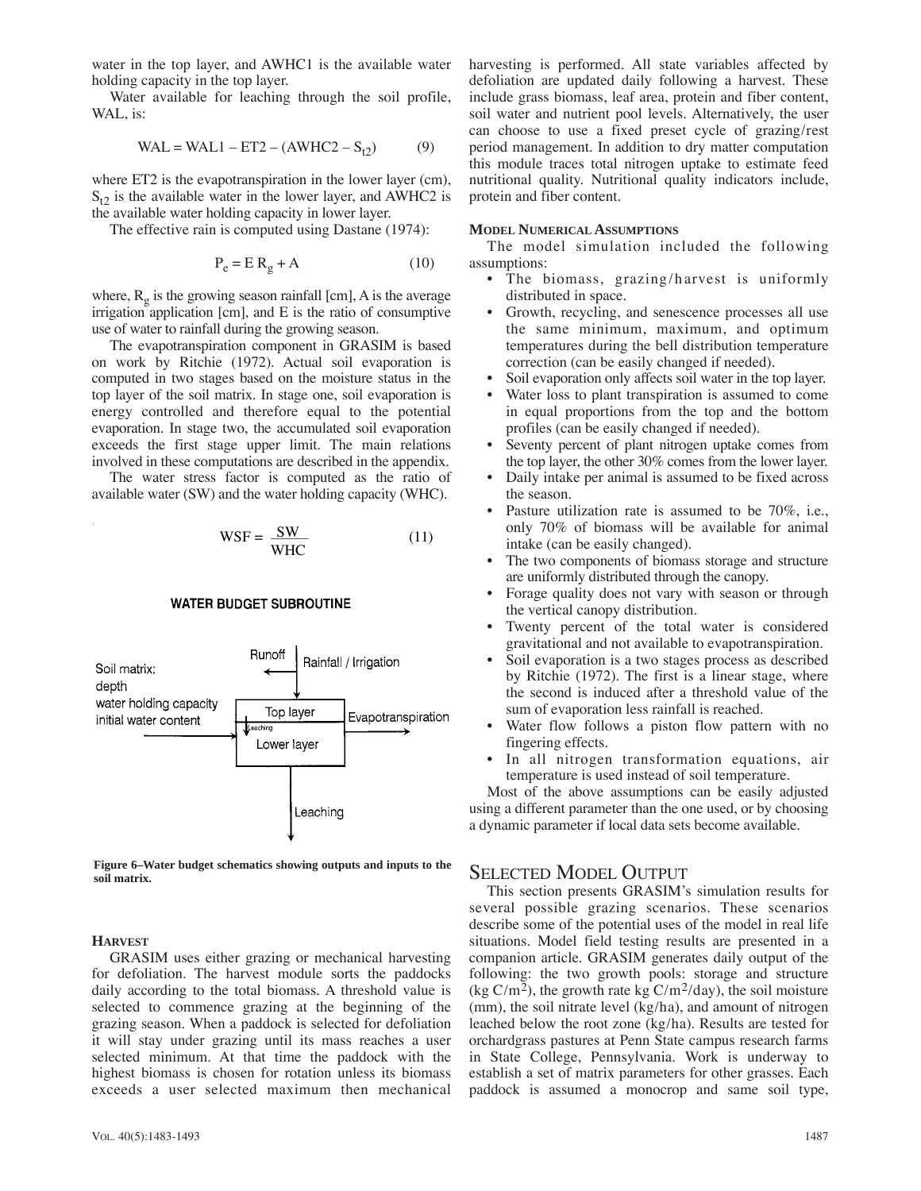water in the top layer, and AWHC1 is the available water holding capacity in the top layer.

Water available for leaching through the soil profile, WAL, is:

$$WAL = WAL1 - ET2 - (AWHC2 - S_{t2}) \quad (9)$$

where ET2 is the evapotranspiration in the lower layer (cm), $S_{t2}$ is the available water in the lower layer, and AWHC2 is the available water holding capacity in lower layer.

The effective rain is computed using Dastane (1974):

$$P_e = E\,R_g + A \quad (10)$$

where, $R_g$ is the growing season rainfall [cm], A is the average irrigation application [cm], and E is the ratio of consumptive use of water to rainfall during the growing season.

The evapotranspiration component in GRASIM is based on work by Ritchie (1972). Actual soil evaporation is computed in two stages based on the moisture status in the top layer of the soil matrix. In stage one, soil evaporation is energy controlled and therefore equal to the potential evaporation. In stage two, the accumulated soil evaporation exceeds the first stage upper limit. The main relations involved in these computations are described in the appendix.

The water stress factor is computed as the ratio of available water (SW) and the water holding capacity (WHC).

$$WSF = \frac{SW}{WHC} \quad (11)$$

WATER BUDGET SUBROUTINE

Runoff

Rainfall / Irrigation

Soil matrix:
depth
water holding capacity
initial water content

Top layer

Evapotranspiration

Leaching

Lower layer

Leaching

**Figure 6–Water budget schematics showing outputs and inputs to the soil matrix.**

### Harvest

GRASIM uses either grazing or mechanical harvesting for defoliation. The harvest module sorts the paddocks daily according to the total biomass. A threshold value is selected to commence grazing at the beginning of the grazing season. When a paddock is selected for defoliation it will stay under grazing until its mass reaches a user selected minimum. At that time the paddock with the highest biomass is chosen for rotation unless its biomass exceeds a user selected maximum then mechanical harvesting is performed. All state variables affected by defoliation are updated daily following a harvest. These include grass biomass, leaf area, protein and fiber content, soil water and nutrient pool levels. Alternatively, the user can choose to use a fixed preset cycle of grazing/rest period management. In addition to dry matter computation this module traces total nitrogen uptake to estimate feed nutritional quality. Nutritional quality indicators include, protein and fiber content.

### Model Numerical Assumptions

The model simulation included the following assumptions:

- The biomass, grazing/harvest is uniformly distributed in space.
- Growth, recycling, and senescence processes all use the same minimum, maximum, and optimum temperatures during the bell distribution temperature correction (can be easily changed if needed).
- Soil evaporation only affects soil water in the top layer.
- Water loss to plant transpiration is assumed to come in equal proportions from the top and the bottom profiles (can be easily changed if needed).
- Seventy percent of plant nitrogen uptake comes from the top layer, the other 30% comes from the lower layer.
- Daily intake per animal is assumed to be fixed across the season.
- Pasture utilization rate is assumed to be 70%, i.e., only 70% of biomass will be available for animal intake (can be easily changed).
- The two components of biomass storage and structure are uniformly distributed through the canopy.
- Forage quality does not vary with season or through the vertical canopy distribution.
- Twenty percent of the total water is considered gravitational and not available to evapotranspiration.
- Soil evaporation is a two stages process as described by Ritchie (1972). The first is a linear stage, where the second is induced after a threshold value of the sum of evaporation less rainfall is reached.
- Water flow follows a piston flow pattern with no fingering effects.
- In all nitrogen transformation equations, air temperature is used instead of soil temperature.

Most of the above assumptions can be easily adjusted using a different parameter than the one used, or by choosing a dynamic parameter if local data sets become available.

## Selected Model Output

This section presents GRASIM's simulation results for several possible grazing scenarios. These scenarios describe some of the potential uses of the model in real life situations. Model field testing results are presented in a companion article. GRASIM generates daily output of the following: the two growth pools: storage and structure (kg C/m$^2$), the growth rate kg C/m$^2$/day), the soil moisture (mm), the soil nitrate level (kg/ha), and amount of nitrogen leached below the root zone (kg/ha). Results are tested for orchardgrass pastures at Penn State campus research farms in State College, Pennsylvania. Work is underway to establish a set of matrix parameters for other grasses. Each paddock is assumed a monocrop and same soil type,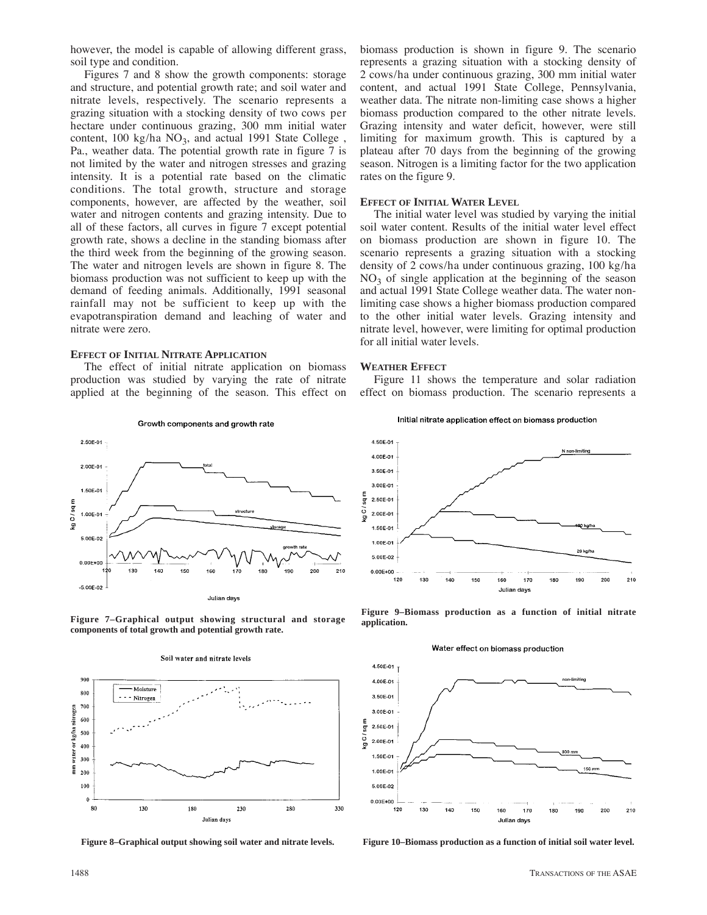however, the model is capable of allowing different grass, soil type and condition.

Figures 7 and 8 show the growth components: storage and structure, and potential growth rate; and soil water and nitrate levels, respectively. The scenario represents a grazing situation with a stocking density of two cows per hectare under continuous grazing, 300 mm initial water content, 100 kg/ha $NO_3$, and actual 1991 State College , Pa., weather data. The potential growth rate in figure 7 is not limited by the water and nitrogen stresses and grazing intensity. It is a potential rate based on the climatic conditions. The total growth, structure and storage components, however, are affected by the weather, soil water and nitrogen contents and grazing intensity. Due to all of these factors, all curves in figure 7 except potential growth rate, shows a decline in the standing biomass after the third week from the beginning of the growing season. The water and nitrogen levels are shown in figure 8. The biomass production was not sufficient to keep up with the demand of feeding animals. Additionally, 1991 seasonal rainfall may not be sufficient to keep up with the evapotranspiration demand and leaching of water and nitrate were zero.

#### Effect of Initial Nitrate Application

The effect of initial nitrate application on biomass production was studied by varying the rate of nitrate applied at the beginning of the season. This effect on biomass production is shown in figure 9. The scenario represents a grazing situation with a stocking density of 2 cows/ha under continuous grazing, 300 mm initial water content, and actual 1991 State College, Pennsylvania, weather data. The nitrate non-limiting case shows a higher biomass production compared to the other nitrate levels. Grazing intensity and water deficit, however, were still limiting for maximum growth. This is captured by a plateau after 70 days from the beginning of the growing season. Nitrogen is a limiting factor for the two application rates on the figure 9.

#### Effect of Initial Water Level

The initial water level was studied by varying the initial soil water content. Results of the initial water level effect on biomass production are shown in figure 10. The scenario represents a grazing situation with a stocking density of 2 cows/ha under continuous grazing, 100 kg/ha $NO_3$ of single application at the beginning of the season and actual 1991 State College weather data. The water non-limiting case shows a higher biomass production compared to the other initial water levels. Grazing intensity and nitrate level, however, were limiting for optimal production for all initial water levels.

#### Weather Effect

Figure 11 shows the temperature and solar radiation effect on biomass production. The scenario represents a

**Figure 7–Graphical output showing structural and storage components of total growth and potential growth rate.**

**Figure 8–Graphical output showing soil water and nitrate levels.**

**Figure 9–Biomass production as a function of initial nitrate application.**

**Figure 10–Biomass production as a function of initial soil water level.**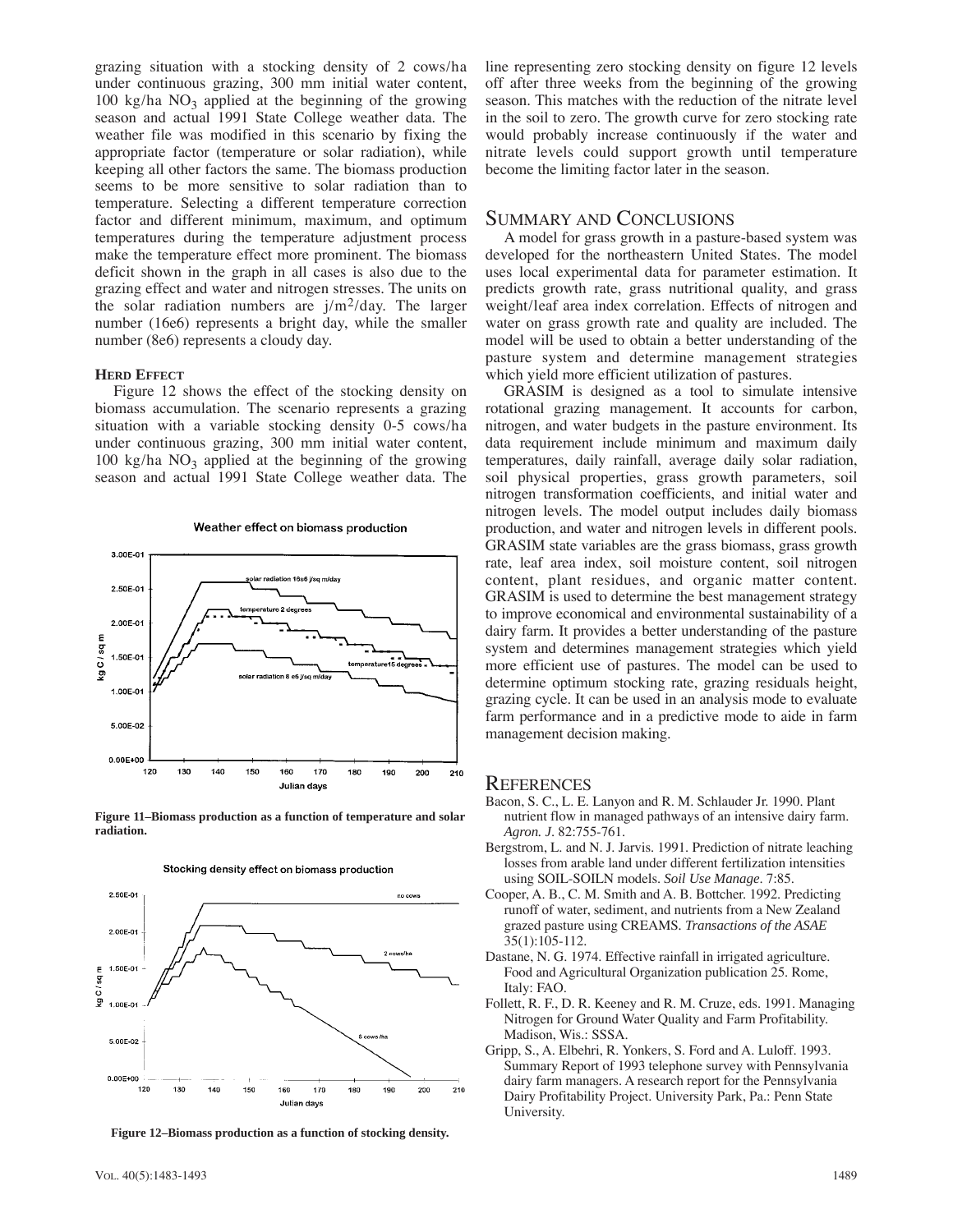grazing situation with a stocking density of 2 cows/ha under continuous grazing, 300 mm initial water content, 100 kg/ha $NO_3$ applied at the beginning of the growing season and actual 1991 State College weather data. The weather file was modified in this scenario by fixing the appropriate factor (temperature or solar radiation), while keeping all other factors the same. The biomass production seems to be more sensitive to solar radiation than to temperature. Selecting a different temperature correction factor and different minimum, maximum, and optimum temperatures during the temperature adjustment process make the temperature effect more prominent. The biomass deficit shown in the graph in all cases is also due to the grazing effect and water and nitrogen stresses. The units on the solar radiation numbers are j/m$^2$/day. The larger number (16e6) represents a bright day, while the smaller number (8e6) represents a cloudy day.

#### HERD EFFECT

Figure 12 shows the effect of the stocking density on biomass accumulation. The scenario represents a grazing situation with a variable stocking density 0-5 cows/ha under continuous grazing, 300 mm initial water content, 100 kg/ha $NO_3$ applied at the beginning of the growing season and actual 1991 State College weather data. The line representing zero stocking density on figure 12 levels off after three weeks from the beginning of the growing season. This matches with the reduction of the nitrate level in the soil to zero. The growth curve for zero stocking rate would probably increase continuously if the water and nitrate levels could support growth until temperature become the limiting factor later in the season.

Weather effect on biomass production

3.00E-01
2.50E-01
2.00E-01
1.50E-01
1.00E-01
5.00E-02
0.00E+00

kg C / sq m

solar radiation 16e6 j/sq m/day
temperature 2 degrees
temperature15 degrees
solar radiation 8 e6 j/sq m/day

120 130 140 150 160 170 180 190 200 210
Julian days

**Figure 11–Biomass production as a function of temperature and solar radiation.**

Stocking density effect on biomass production

2.50E-01
2.00E-01
1.50E-01
1.00E-01
5.00E-02
0.00E+00

kg C / sq m

no cows
2 cows/ha
5 cows /ha

120 130 140 150 160 170 180 190 200 210
Julian days

**Figure 12–Biomass production as a function of stocking density.**

## SUMMARY AND CONCLUSIONS

A model for grass growth in a pasture-based system was developed for the northeastern United States. The model uses local experimental data for parameter estimation. It predicts growth rate, grass nutritional quality, and grass weight/leaf area index correlation. Effects of nitrogen and water on grass growth rate and quality are included. The model will be used to obtain a better understanding of the pasture system and determine management strategies which yield more efficient utilization of pastures.

GRASIM is designed as a tool to simulate intensive rotational grazing management. It accounts for carbon, nitrogen, and water budgets in the pasture environment. Its data requirement include minimum and maximum daily temperatures, daily rainfall, average daily solar radiation, soil physical properties, grass growth parameters, soil nitrogen transformation coefficients, and initial water and nitrogen levels. The model output includes daily biomass production, and water and nitrogen levels in different pools. GRASIM state variables are the grass biomass, grass growth rate, leaf area index, soil moisture content, soil nitrogen content, plant residues, and organic matter content. GRASIM is used to determine the best management strategy to improve economical and environmental sustainability of a dairy farm. It provides a better understanding of the pasture system and determines management strategies which yield more efficient use of pastures. The model can be used to determine optimum stocking rate, grazing residuals height, grazing cycle. It can be used in an analysis mode to evaluate farm performance and in a predictive mode to aide in farm management decision making.

## REFERENCES

Bacon, S. C., L. E. Lanyon and R. M. Schlauder Jr. 1990. Plant nutrient flow in managed pathways of an intensive dairy farm. *Agron. J.* 82:755-761.

Bergstrom, L. and N. J. Jarvis. 1991. Prediction of nitrate leaching losses from arable land under different fertilization intensities using SOIL-SOILN models. *Soil Use Manage.* 7:85.

Cooper, A. B., C. M. Smith and A. B. Bottcher. 1992. Predicting runoff of water, sediment, and nutrients from a New Zealand grazed pasture using CREAMS. *Transactions of the ASAE* 35(1):105-112.

Dastane, N. G. 1974. Effective rainfall in irrigated agriculture. Food and Agricultural Organization publication 25. Rome, Italy: FAO.

Follett, R. F., D. R. Keeney and R. M. Cruze, eds. 1991. Managing Nitrogen for Ground Water Quality and Farm Profitability. Madison, Wis.: SSSA.

Gripp, S., A. Elbehri, R. Yonkers, S. Ford and A. Luloff. 1993. Summary Report of 1993 telephone survey with Pennsylvania dairy farm managers. A research report for the Pennsylvania Dairy Profitability Project. University Park, Pa.: Penn State University.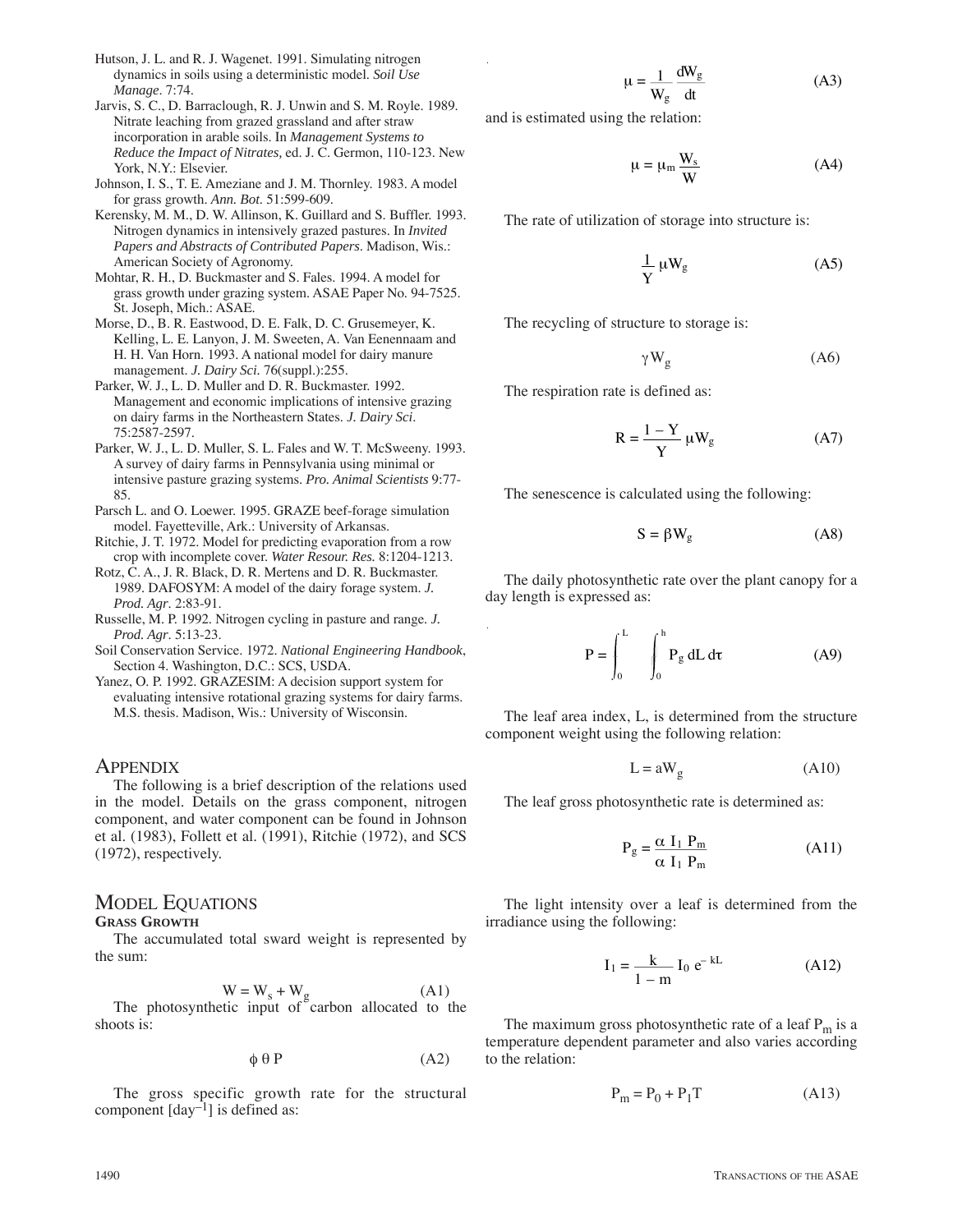Hutson, J. L. and R. J. Wagenet. 1991. Simulating nitrogen dynamics in soils using a deterministic model. *Soil Use Manage*. 7:74.

Jarvis, S. C., D. Barraclough, R. J. Unwin and S. M. Royle. 1989. Nitrate leaching from grazed grassland and after straw incorporation in arable soils. In *Management Systems to Reduce the Impact of Nitrates,* ed. J. C. Germon, 110-123. New York, N.Y.: Elsevier.

Johnson, I. S., T. E. Ameziane and J. M. Thornley. 1983. A model for grass growth. *Ann. Bot*. 51:599-609.

Kerensky, M. M., D. W. Allinson, K. Guillard and S. Buffler. 1993. Nitrogen dynamics in intensively grazed pastures. In *Invited Papers and Abstracts of Contributed Papers*. Madison, Wis.: American Society of Agronomy.

Mohtar, R. H., D. Buckmaster and S. Fales. 1994. A model for grass growth under grazing system. ASAE Paper No. 94-7525. St. Joseph, Mich.: ASAE.

Morse, D., B. R. Eastwood, D. E. Falk, D. C. Grusemeyer, K. Kelling, L. E. Lanyon, J. M. Sweeten, A. Van Eenennaam and H. H. Van Horn. 1993. A national model for dairy manure management. *J. Dairy Sci.* 76(suppl.):255.

Parker, W. J., L. D. Muller and D. R. Buckmaster. 1992. Management and economic implications of intensive grazing on dairy farms in the Northeastern States. *J. Dairy Sci*. 75:2587-2597.

Parker, W. J., L. D. Muller, S. L. Fales and W. T. McSweeny. 1993. A survey of dairy farms in Pennsylvania using minimal or intensive pasture grazing systems. *Pro. Animal Scientists* 9:77-85.

Parsch L. and O. Loewer. 1995. GRAZE beef-forage simulation model. Fayetteville, Ark.: University of Arkansas.

Ritchie, J. T. 1972. Model for predicting evaporation from a row crop with incomplete cover. *Water Resour. Res.* 8:1204-1213.

Rotz, C. A., J. R. Black, D. R. Mertens and D. R. Buckmaster. 1989. DAFOSYM: A model of the dairy forage system. *J. Prod. Agr*. 2:83-91.

Russelle, M. P. 1992. Nitrogen cycling in pasture and range. *J. Prod. Agr*. 5:13-23.

Soil Conservation Service. 1972. *National Engineering Handbook*, Section 4. Washington, D.C.: SCS, USDA.

Yanez, O. P. 1992. GRAZESIM: A decision support system for evaluating intensive rotational grazing systems for dairy farms. M.S. thesis. Madison, Wis.: University of Wisconsin.

# Appendix

The following is a brief description of the relations used in the model. Details on the grass component, nitrogen component, and water component can be found in Johnson et al. (1983), Follett et al. (1991), Ritchie (1972), and SCS (1972), respectively.

# Model Equations

## Grass Growth

The accumulated total sward weight is represented by the sum:

$$W = W_s + W_g \tag{A1}$$

The photosynthetic input of carbon allocated to the shoots is:

$$\phi\, \theta\, P \tag{A2}$$

The gross specific growth rate for the structural component [day$^{-1}$] is defined as:

$$\mu = \frac{1}{W_g}\frac{dW_g}{dt} \tag{A3}$$

and is estimated using the relation:

$$\mu = \mu_m \frac{W_s}{W} \tag{A4}$$

The rate of utilization of storage into structure is:

$$\frac{1}{Y}\mu W_g \tag{A5}$$

The recycling of structure to storage is:

$$\gamma W_g \tag{A6}$$

The respiration rate is defined as:

$$R = \frac{1 - Y}{Y}\mu W_g \tag{A7}$$

The senescence is calculated using the following:

$$S = \beta W_g \tag{A8}$$

The daily photosynthetic rate over the plant canopy for a day length is expressed as:

$$P = \int_0^L \int_0^h P_g \, dL \, d\tau \tag{A9}$$

The leaf area index, L, is determined from the structure component weight using the following relation:

$$L = aW_g \tag{A10}$$

The leaf gross photosynthetic rate is determined as:

$$P_g = \frac{\alpha\ I_1\ P_m}{\alpha\ I_1\ P_m} \tag{A11}$$

The light intensity over a leaf is determined from the irradiance using the following:

$$I_1 = \frac{k}{1 - m} I_0\, e^{-kL} \tag{A12}$$

The maximum gross photosynthetic rate of a leaf $P_m$ is a temperature dependent parameter and also varies according to the relation:

$$P_m = P_0 + P_1 T \tag{A13}$$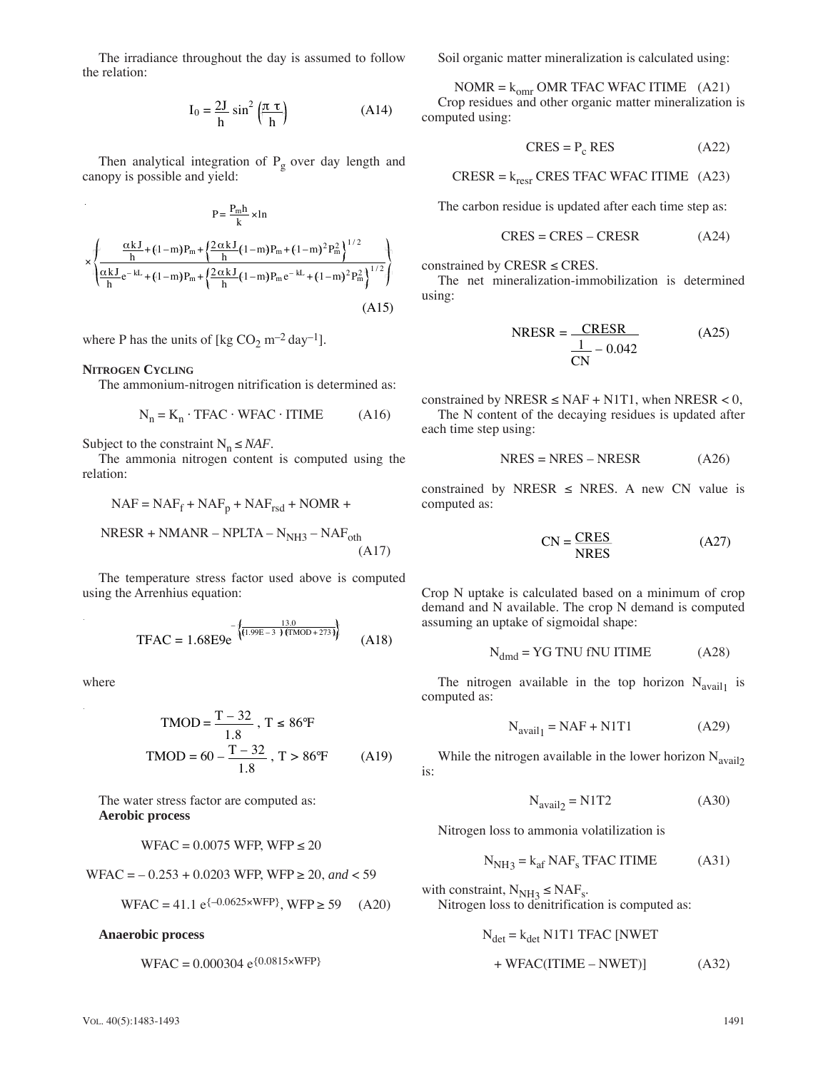The irradiance throughout the day is assumed to follow the relation:

$$I_0 = \frac{2J}{h}\sin^2\left(\frac{\pi\ \tau}{h}\right) \tag{A14}$$

Then analytical integration of $P_g$ over day length and canopy is possible and yield:

$$P = \frac{P_m h}{k} \times \ln \times \left\{ \frac{\frac{\alpha k J}{h} + (1-m)P_m + \left\{\frac{2\alpha k J}{h}(1-m)P_m + (1-m)^2 P_m^2\right\}^{1/2}}{\frac{\alpha k J}{h}e^{-kL} + (1-m)P_m + \left\{\frac{2\alpha k J}{h}(1-m)P_m e^{-kL} + (1-m)^2 P_m^2\right\}^{1/2}} \right\} \tag{A15}$$

where P has the units of [kg $CO_2$ $m^{-2}$ $day^{-1}$].

**Nitrogen Cycling**

The ammonium-nitrogen nitrification is determined as:

$$N_n = K_n \cdot TFAC \cdot WFAC \cdot ITIME \tag{A16}$$

Subject to the constraint $N_n \leq NAF$.

The ammonia nitrogen content is computed using the relation:

$$NAF = NAF_f + NAF_p + NAF_{rsd} + NOMR + NRESR + NMANR - NPLTA - N_{NH3} - NAF_{oth} \tag{A17}$$

The temperature stress factor used above is computed using the Arrhenius equation:

$$TFAC = 1.68E9 e^{-\left\{\frac{13.0}{(1.99E-3)(TMOD+273)}\right\}} \tag{A18}$$

where

$$TMOD = \frac{T-32}{1.8},\ T \leq 86°F$$
$$TMOD = 60 - \frac{T-32}{1.8},\ T > 86°F \tag{A19}$$

The water stress factor are computed as:

**Aerobic process**

$$WFAC = 0.0075\ WFP,\ WFP \leq 20$$

$$WFAC = -0.253 + 0.0203\ WFP,\ WFP \geq 20,\ and < 59$$

$$WFAC = 41.1\ e^{\{-0.0625 \times WFP\}},\ WFP \geq 59 \tag{A20}$$

**Anaerobic process**

$$WFAC = 0.000304\ e^{\{0.0815 \times WFP\}}$$

Soil organic matter mineralization is calculated using:

$$NOMR = k_{omr}\ OMR\ TFAC\ WFAC\ ITIME \tag{A21}$$

Crop residues and other organic matter mineralization is computed using:

$$CRES = P_c\ RES \tag{A22}$$

$$CRESR = k_{resr}\ CRES\ TFAC\ WFAC\ ITIME \tag{A23}$$

The carbon residue is updated after each time step as:

$$CRES = CRES - CRESR \tag{A24}$$

constrained by CRESR ≤ CRES.

The net mineralization-immobilization is determined using:

$$NRESR = \frac{CRESR}{\frac{1}{CN} - 0.042} \tag{A25}$$

constrained by NRESR ≤ NAF + N1T1, when NRESR < 0,

The N content of the decaying residues is updated after each time step using:

$$NRES = NRES - NRESR \tag{A26}$$

constrained by NRESR ≤ NRES. A new CN value is computed as:

$$CN = \frac{CRES}{NRES} \tag{A27}$$

Crop N uptake is calculated based on a minimum of crop demand and N available. The crop N demand is computed assuming an uptake of sigmoidal shape:

$$N_{dmd} = YG\ TNU\ fNU\ ITIME \tag{A28}$$

The nitrogen available in the top horizon $N_{avail_1}$ is computed as:

$$N_{avail_1} = NAF + N1T1 \tag{A29}$$

While the nitrogen available in the lower horizon $N_{avail_2}$ is:

$$N_{avail_2} = N1T2 \tag{A30}$$

Nitrogen loss to ammonia volatilization is

$$N_{NH3} = k_{af}\ NAF_s\ TFAC\ ITIME \tag{A31}$$

with constraint, $N_{NH3} \leq NAF_s$.

Nitrogen loss to denitrification is computed as:

$$N_{det} = k_{det}\ N1T1\ TFAC\ [NWET + WFAC(ITIME - NWET)] \tag{A32}$$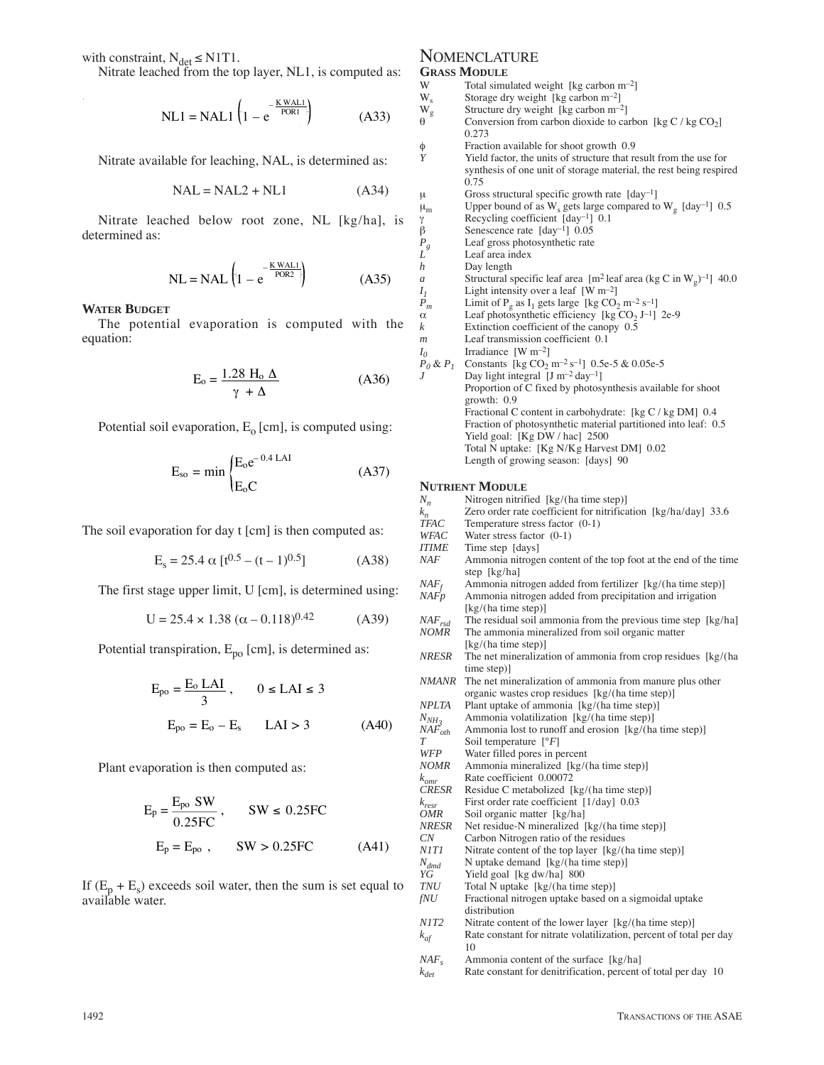with constraint, $N_{det} \leq N1T1$.

Nitrate leached from the top layer, NL1, is computed as:

$$NL1 = NAL1\left(1 - e^{-\frac{K\,WAL1}{POR1}}\right) \qquad (A33)$$

Nitrate available for leaching, NAL, is determined as:

$$NAL = NAL2 + NL1 \qquad (A34)$$

Nitrate leached below root zone, NL [kg/ha], is determined as:

$$NL = NAL\left(1 - e^{-\frac{K\,WAL1}{POR2}}\right) \qquad (A35)$$

**WATER BUDGET**

The potential evaporation is computed with the equation:

$$E_o = \frac{1.28\ H_o\ \Delta}{\gamma\ +\Delta} \qquad (A36)$$

Potential soil evaporation, $E_o$ [cm], is computed using:

$$E_{so} = \min \begin{cases} E_o e^{-0.4\ LAI} \\ E_o C \end{cases} \qquad (A37)$$

The soil evaporation for day t [cm] is then computed as:

$$E_s = 25.4\ \alpha\ [t^{0.5} - (t-1)^{0.5}] \qquad (A38)$$

The first stage upper limit, U [cm], is determined using:

$$U = 25.4 \times 1.38\ (\alpha - 0.118)^{0.42} \qquad (A39)$$

Potential transpiration, $E_{po}$ [cm], is determined as:

$$E_{po} = \frac{E_o\ LAI}{3}, \qquad 0 \leq LAI \leq 3$$

$$E_{po} = E_o - E_s \qquad LAI > 3 \qquad (A40)$$

Plant evaporation is then computed as:

$$E_p = \frac{E_{po}\ SW}{0.25FC}, \qquad SW \leq 0.25FC$$

$$E_p = E_{po}, \qquad SW > 0.25FC \qquad (A41)$$

If $(E_p + E_s)$ exceeds soil water, then the sum is set equal to available water.

## NOMENCLATURE

**GRASS MODULE**

- W — Total simulated weight [kg carbon $m^{-2}$]
- $W_s$ — Storage dry weight [kg carbon $m^{-2}$]
- $W_g$ — Structure dry weight [kg carbon $m^{-2}$]
- $\theta$ — Conversion from carbon dioxide to carbon [kg C / kg $CO_2$] 0.273
- $\phi$ — Fraction available for shoot growth 0.9
- *Y* — Yield factor, the units of structure that result from the use for synthesis of one unit of storage material, the rest being respired 0.75
- $\mu$ — Gross structural specific growth rate [$day^{-1}$]
- $\mu_m$ — Upper bound of as $W_s$ gets large compared to $W_g$ [$day^{-1}$] 0.5
- $\gamma$ — Recycling coefficient [$day^{-1}$] 0.1
- $\beta$ — Senescence rate [$day^{-1}$] 0.05
- $P_g$ — Leaf gross photosynthetic rate
- *L* — Leaf area index
- *h* — Day length
- *a* — Structural specific leaf area [$m^2$ leaf area (kg C in $W_g)^{-1}$] 40.0
- $I_1$ — Light intensity over a leaf [W $m^{-2}$]
- $P_m$ — Limit of $P_g$ as $I_1$ gets large [kg $CO_2$ $m^{-2}$ $s^{-1}$]
- $\alpha$ — Leaf photosynthetic efficiency [kg $CO_2$ $J^{-1}$] 2e-9
- *k* — Extinction coefficient of the canopy 0.5
- *m* — Leaf transmission coefficient 0.1
- $I_0$ — Irradiance [W $m^{-2}$]
- $P_0$ & $P_1$ — Constants [kg $CO_2$ $m^{-2}$ $s^{-1}$] 0.5e-5 & 0.05e-5
- *J* — Day light integral [J $m^{-2}$ $day^{-1}$]
- Proportion of C fixed by photosynthesis available for shoot growth: 0.9
- Fractional C content in carbohydrate: [kg C / kg DM] 0.4
- Fraction of photosynthetic material partitioned into leaf: 0.5
- Yield goal: [Kg DW / hac] 2500
- Total N uptake: [Kg N/Kg Harvest DM] 0.02
- Length of growing season: [days] 90

**NUTRIENT MODULE**

- $N_n$ — Nitrogen nitrified [kg/(ha time step)]
- $k_n$ — Zero order rate coefficient for nitrification [kg/ha/day] 33.6
- *TFAC* — Temperature stress factor (0-1)
- *WFAC* — Water stress factor (0-1)
- *ITIME* — Time step [days]
- *NAF* — Ammonia nitrogen content of the top foot at the end of the time step [kg/ha]
- $NAF_f$ — Ammonia nitrogen added from fertilizer [kg/(ha time step)]
- $NAFp$ — Ammonia nitrogen added from precipitation and irrigation [kg/(ha time step)]
- $NAF_{rsd}$ — The residual soil ammonia from the previous time step [kg/ha]
- *NOMR* — The ammonia mineralized from soil organic matter [kg/(ha time step)]
- *NRESR* — The net mineralization of ammonia from crop residues [kg/(ha time step)]
- *NMANR* — The net mineralization of ammonia from manure plus other organic wastes crop residues [kg/(ha time step)]
- *NPLTA* — Plant uptake of ammonia [kg/(ha time step)]
- $N_{NH_3}$ — Ammonia volatilization [kg/(ha time step)]
- $NAF_{oth}$ — Ammonia lost to runoff and erosion [kg/(ha time step)]
- *T* — Soil temperature [°*F*]
- *WFP* — Water filled pores in percent
- *NOMR* — Ammonia mineralized [kg/(ha time step)]
- $k_{omr}$ — Rate coefficient 0.00072
- *CRESR* — Residue C metabolized [kg/(ha time step)]
- $k_{resr}$ — First order rate coefficient [1/day] 0.03
- *OMR* — Soil organic matter [kg/ha]
- *NRESR* — Net residue-N mineralized [kg/(ha time step)]
- *CN* — Carbon Nitrogen ratio of the residues
- *N1T1* — Nitrate content of the top layer [kg/(ha time step)]
- $N_{dmd}$ — N uptake demand [kg/(ha time step)]
- *YG* — Yield goal [kg dw/ha] 800
- *TNU* — Total N uptake [kg/(ha time step)]
- *fNU* — Fractional nitrogen uptake based on a sigmoidal uptake distribution
- *N1T2* — Nitrate content of the lower layer [kg/(ha time step)]
- $k_{af}$ — Rate constant for nitrate volatilization, percent of total per day 10
- $NAF_s$ — Ammonia content of the surface [kg/ha]
- $k_{det}$ — Rate constant for denitrification, percent of total per day 10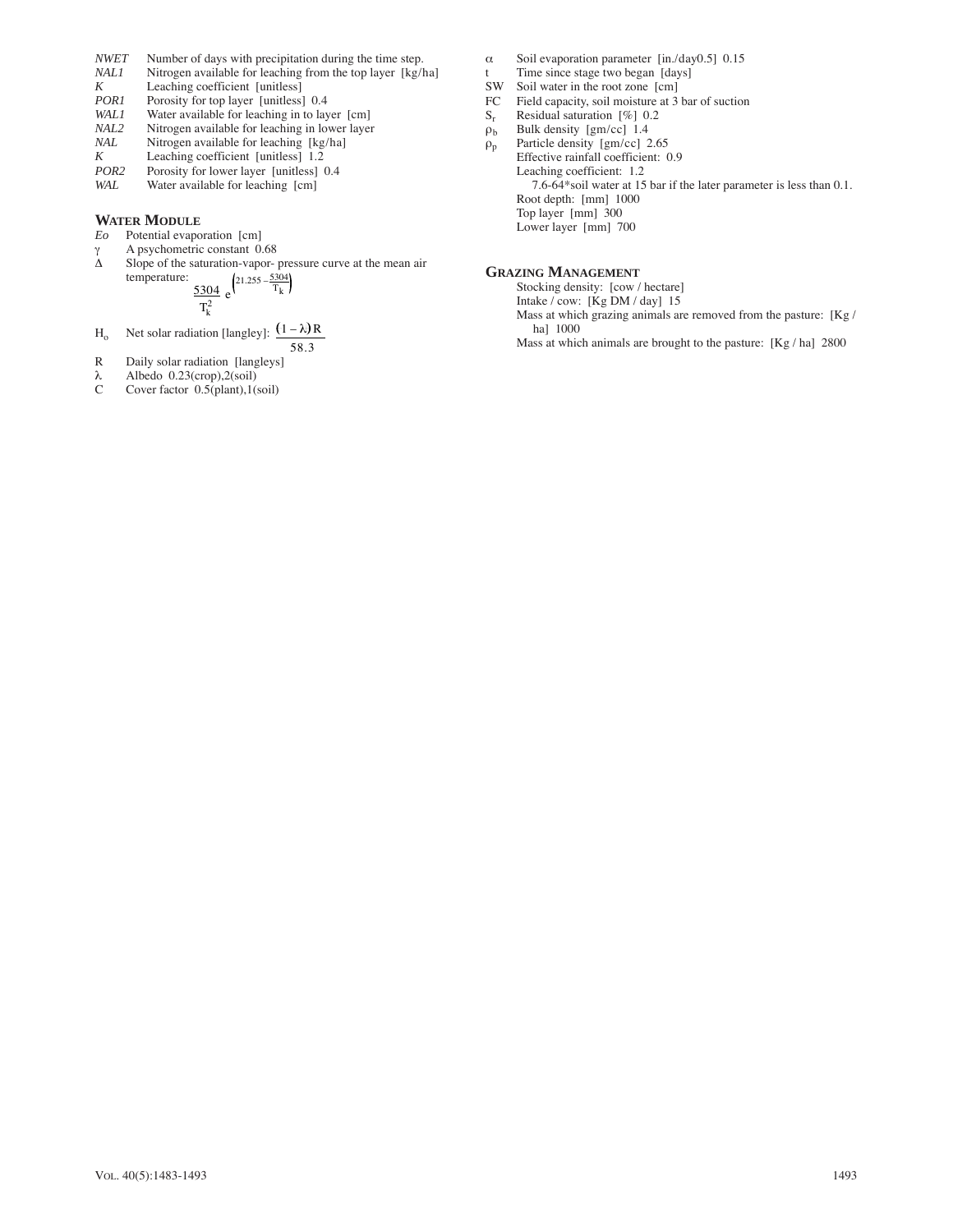*NWET* Number of days with precipitation during the time step.
*NAL1* Nitrogen available for leaching from the top layer [kg/ha]
*K* Leaching coefficient [unitless]
*POR1* Porosity for top layer [unitless] 0.4
*WAL1* Water available for leaching in to layer [cm]
*NAL2* Nitrogen available for leaching in lower layer
*NAL* Nitrogen available for leaching [kg/ha]
*K* Leaching coefficient [unitless] 1.2
*POR2* Porosity for lower layer [unitless] 0.4
*WAL* Water available for leaching [cm]

## Water Module

*Eo* Potential evaporation [cm]
$\gamma$ A psychometric constant 0.68
$\Delta$ Slope of the saturation-vapor- pressure curve at the mean air temperature:

$$\frac{5304}{T_k^2} e^{\left(21.255 - \frac{5304}{T_k}\right)}$$

$H_o$ Net solar radiation [langley]: $\frac{(1-\lambda)R}{58.3}$
R Daily solar radiation [langleys]
$\lambda$ Albedo 0.23(crop),2(soil)
C Cover factor 0.5(plant),1(soil)

$\alpha$ Soil evaporation parameter [in./day0.5] 0.15
t Time since stage two began [days]
SW Soil water in the root zone [cm]
FC Field capacity, soil moisture at 3 bar of suction
$S_r$ Residual saturation [%] 0.2
$\rho_b$ Bulk density [gm/cc] 1.4
$\rho_p$ Particle density [gm/cc] 2.65
Effective rainfall coefficient: 0.9
Leaching coefficient: 1.2
7.6-64*soil water at 15 bar if the later parameter is less than 0.1.
Root depth: [mm] 1000
Top layer [mm] 300
Lower layer [mm] 700

## Grazing Management

Stocking density: [cow / hectare]
Intake / cow: [Kg DM / day] 15
Mass at which grazing animals are removed from the pasture: [Kg / ha] 1000
Mass at which animals are brought to the pasture: [Kg / ha] 2800